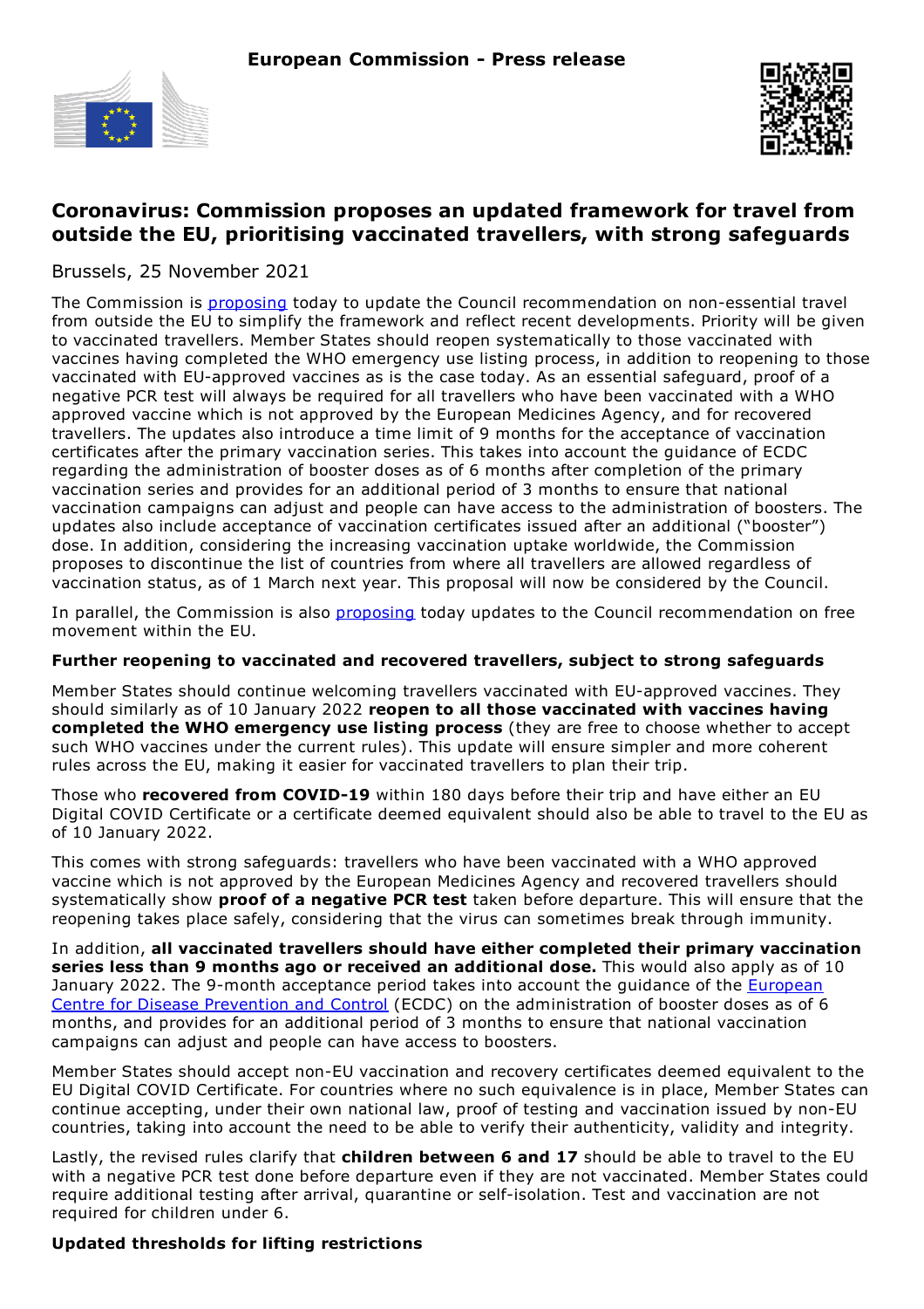**European Commission - Press release**

# Coronavirus: Commission proposes an updated framework for travel from outside the EU, prioritising vaccinated travellers, with strong safeguards

Brussels, 25 November 2021

The Commission is proposing today to update the Council recommendation on non-essential travel from outside the EU to simplify the framework and reflect recent developments. Priority will be given to vaccinated travellers. Member States should reopen systematically to those vaccinated with vaccines having completed the WHO emergency use listing process, in addition to reopening to those vaccinated with EU-approved vaccines as is the case today. As an essential safeguard, proof of a negative PCR test will always be required for all travellers who have been vaccinated with a WHO approved vaccine which is not approved by the European Medicines Agency, and for recovered travellers. The updates also introduce a time limit of 9 months for the acceptance of vaccination certificates after the primary vaccination series. This takes into account the guidance of ECDC regarding the administration of booster doses as of 6 months after completion of the primary vaccination series and provides for an additional period of 3 months to ensure that national vaccination campaigns can adjust and people can have access to the administration of boosters. The updates also include acceptance of vaccination certificates issued after an additional ("booster") dose. In addition, considering the increasing vaccination uptake worldwide, the Commission proposes to discontinue the list of countries from where all travellers are allowed regardless of vaccination status, as of 1 March next year. This proposal will now be considered by the Council.

In parallel, the Commission is also proposing today updates to the Council recommendation on free movement within the EU.

## Further reopening to vaccinated and recovered travellers, subject to strong safeguards

Member States should continue welcoming travellers vaccinated with EU-approved vaccines. They should similarly as of 10 January 2022 **reopen to all those vaccinated with vaccines having completed the WHO emergency use listing process** (they are free to choose whether to accept such WHO vaccines under the current rules). This update will ensure simpler and more coherent rules across the EU, making it easier for vaccinated travellers to plan their trip.

Those who **recovered from COVID-19** within 180 days before their trip and have either an EU Digital COVID Certificate or a certificate deemed equivalent should also be able to travel to the EU as of 10 January 2022.

This comes with strong safeguards: travellers who have been vaccinated with a WHO approved vaccine which is not approved by the European Medicines Agency and recovered travellers should systematically show **proof of a negative PCR test** taken before departure. This will ensure that the reopening takes place safely, considering that the virus can sometimes break through immunity.

In addition, **all vaccinated travellers should have either completed their primary vaccination series less than 9 months ago or received an additional dose.** This would also apply as of 10 January 2022. The 9-month acceptance period takes into account the guidance of the European Centre for Disease Prevention and Control (ECDC) on the administration of booster doses as of 6 months, and provides for an additional period of 3 months to ensure that national vaccination campaigns can adjust and people can have access to boosters.

Member States should accept non-EU vaccination and recovery certificates deemed equivalent to the EU Digital COVID Certificate. For countries where no such equivalence is in place, Member States can continue accepting, under their own national law, proof of testing and vaccination issued by non-EU countries, taking into account the need to be able to verify their authenticity, validity and integrity.

Lastly, the revised rules clarify that **children between 6 and 17** should be able to travel to the EU with a negative PCR test done before departure even if they are not vaccinated. Member States could require additional testing after arrival, quarantine or self-isolation. Test and vaccination are not required for children under 6.

## Updated thresholds for lifting restrictions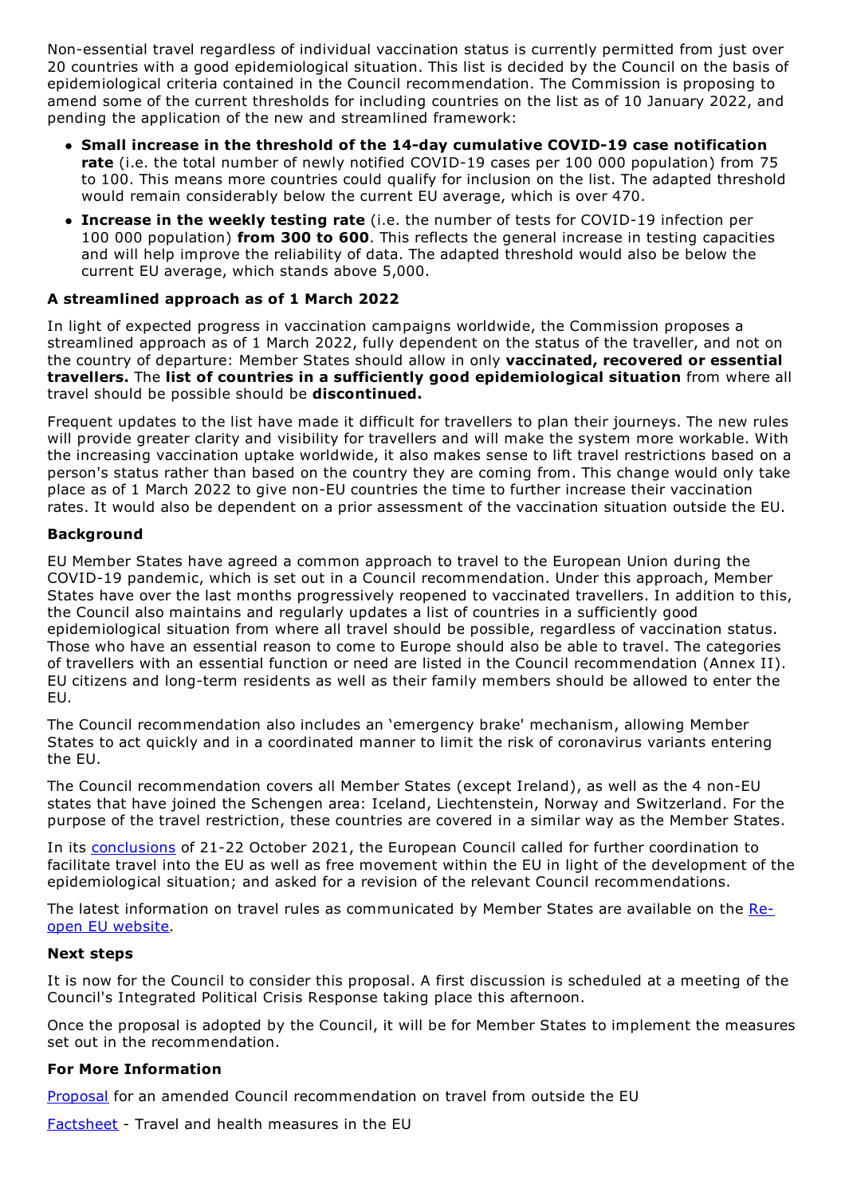Non-essential travel regardless of individual vaccination status is currently permitted from just over 20 countries with a good epidemiological situation. This list is decided by the Council on the basis of epidemiological criteria contained in the Council recommendation. The Commission is proposing to amend some of the current thresholds for including countries on the list as of 10 January 2022, and pending the application of the new and streamlined framework:

- **Small increase in the threshold of the 14-day cumulative COVID-19 case notification rate** (i.e. the total number of newly notified COVID-19 cases per 100 000 population) from 75 to 100. This means more countries could qualify for inclusion on the list. The adapted threshold would remain considerably below the current EU average, which is over 470.
- **Increase in the weekly testing rate** (i.e. the number of tests for COVID-19 infection per 100 000 population) **from 300 to 600**. This reflects the general increase in testing capacities and will help improve the reliability of data. The adapted threshold would also be below the current EU average, which stands above 5,000.

### A streamlined approach as of 1 March 2022

In light of expected progress in vaccination campaigns worldwide, the Commission proposes a streamlined approach as of 1 March 2022, fully dependent on the status of the traveller, and not on the country of departure: Member States should allow in only **vaccinated, recovered or essential travellers.** The **list of countries in a sufficiently good epidemiological situation** from where all travel should be possible should be **discontinued.**

Frequent updates to the list have made it difficult for travellers to plan their journeys. The new rules will provide greater clarity and visibility for travellers and will make the system more workable. With the increasing vaccination uptake worldwide, it also makes sense to lift travel restrictions based on a person's status rather than based on the country they are coming from. This change would only take place as of 1 March 2022 to give non-EU countries the time to further increase their vaccination rates. It would also be dependent on a prior assessment of the vaccination situation outside the EU.

### Background

EU Member States have agreed a common approach to travel to the European Union during the COVID-19 pandemic, which is set out in a Council recommendation. Under this approach, Member States have over the last months progressively reopened to vaccinated travellers. In addition to this, the Council also maintains and regularly updates a list of countries in a sufficiently good epidemiological situation from where all travel should be possible, regardless of vaccination status. Those who have an essential reason to come to Europe should also be able to travel. The categories of travellers with an essential function or need are listed in the Council recommendation (Annex II). EU citizens and long-term residents as well as their family members should be allowed to enter the EU.

The Council recommendation also includes an 'emergency brake' mechanism, allowing Member States to act quickly and in a coordinated manner to limit the risk of coronavirus variants entering the EU.

The Council recommendation covers all Member States (except Ireland), as well as the 4 non-EU states that have joined the Schengen area: Iceland, Liechtenstein, Norway and Switzerland. For the purpose of the travel restriction, these countries are covered in a similar way as the Member States.

In its conclusions of 21-22 October 2021, the European Council called for further coordination to facilitate travel into the EU as well as free movement within the EU in light of the development of the epidemiological situation; and asked for a revision of the relevant Council recommendations.

The latest information on travel rules as communicated by Member States are available on the Re-open EU website.

### Next steps

It is now for the Council to consider this proposal. A first discussion is scheduled at a meeting of the Council's Integrated Political Crisis Response taking place this afternoon.

Once the proposal is adopted by the Council, it will be for Member States to implement the measures set out in the recommendation.

### For More Information

Proposal for an amended Council recommendation on travel from outside the EU

Factsheet - Travel and health measures in the EU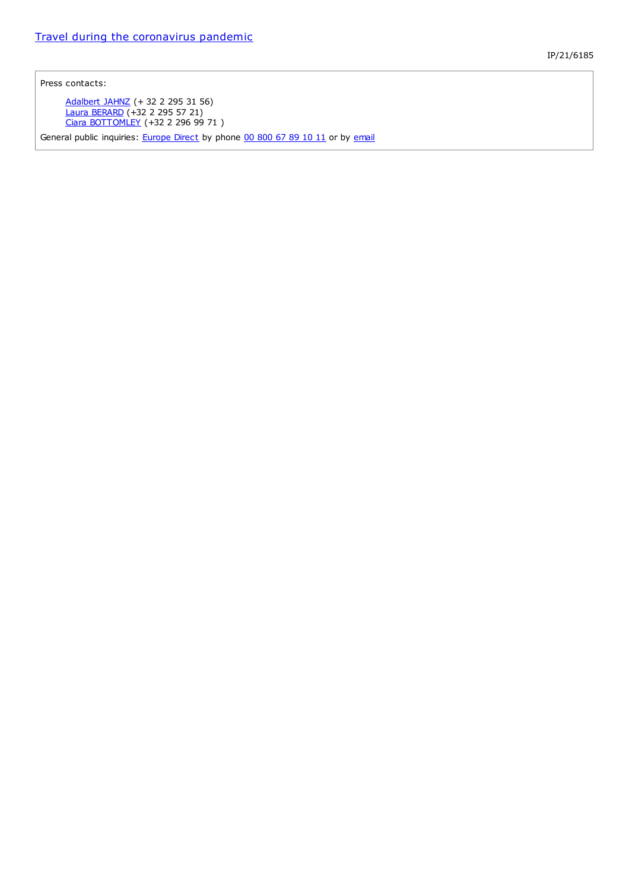[Travel during the coronavirus pandemic](#)

IP/21/6185

Press contacts:

- [Adalbert JAHNZ](#) (+ 32 2 295 31 56)
- [Laura BERARD](#) (+32 2 295 57 21)
- [Ciara BOTTOMLEY](#) (+32 2 296 99 71 )

General public inquiries: [Europe Direct](#) by phone [00 800 67 89 10 11](#) or by [email](#)